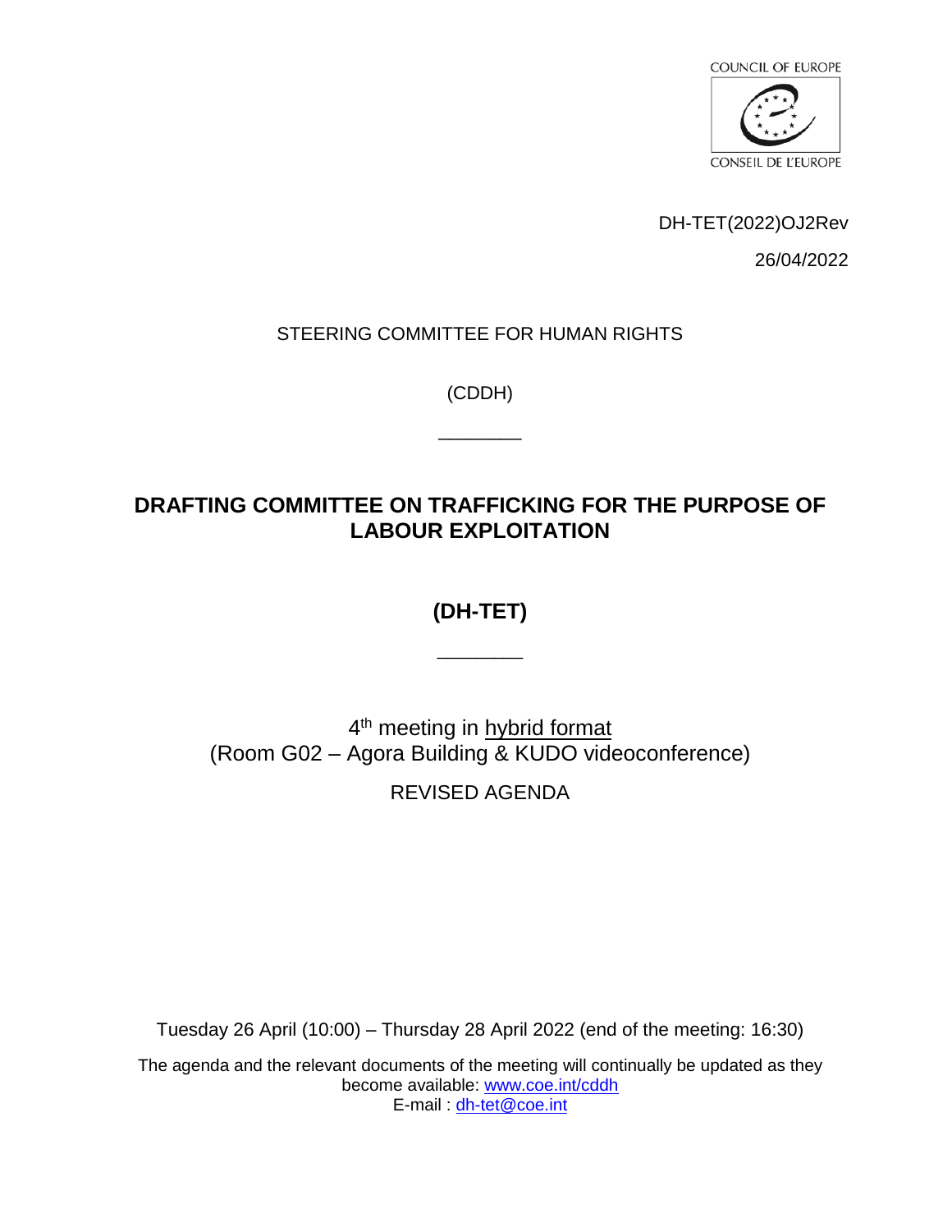COUNCIL OF EUROPE

CONSEIL DE L'EUROPE

DH-TET(2022)OJ2Rev

26/04/2022

STEERING COMMITTEE FOR HUMAN RIGHTS

(CDDH)

________

# DRAFTING COMMITTEE ON TRAFFICKING FOR THE PURPOSE OF LABOUR EXPLOITATION

# (DH-TET)

________

4th meeting in hybrid format
(Room G02 – Agora Building & KUDO videoconference)

REVISED AGENDA

Tuesday 26 April (10:00) – Thursday 28 April 2022 (end of the meeting: 16:30)

The agenda and the relevant documents of the meeting will continually be updated as they become available: [www.coe.int/cddh](http://www.coe.int/cddh)
E-mail : [dh-tet@coe.int](mailto:dh-tet@coe.int)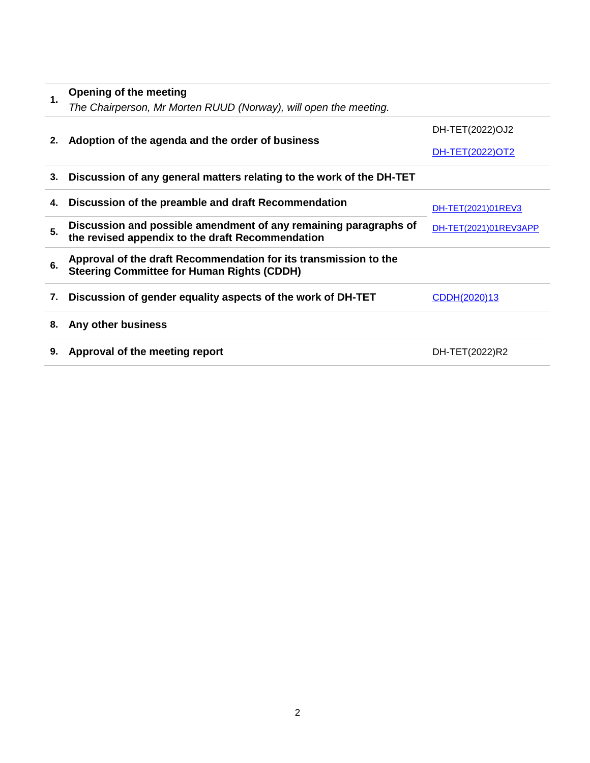| | | |
|---|---|---|
| **1.** | **Opening of the meeting**<br>*The Chairperson, Mr Morten RUUD (Norway), will open the meeting.* | |
| **2.** | **Adoption of the agenda and the order of business** | DH-TET(2022)OJ2<br>DH-TET(2022)OT2 |
| **3.** | **Discussion of any general matters relating to the work of the DH-TET** | |
| **4.** | **Discussion of the preamble and draft Recommendation** | DH-TET(2021)01REV3<br>DH-TET(2021)01REV3APP |
| **5.** | **Discussion and possible amendment of any remaining paragraphs of the revised appendix to the draft Recommendation** | |
| **6.** | **Approval of the draft Recommendation for its transmission to the Steering Committee for Human Rights (CDDH)** | |
| **7.** | **Discussion of gender equality aspects of the work of DH-TET** | CDDH(2020)13 |
| **8.** | **Any other business** | |
| **9.** | **Approval of the meeting report** | DH-TET(2022)R2 |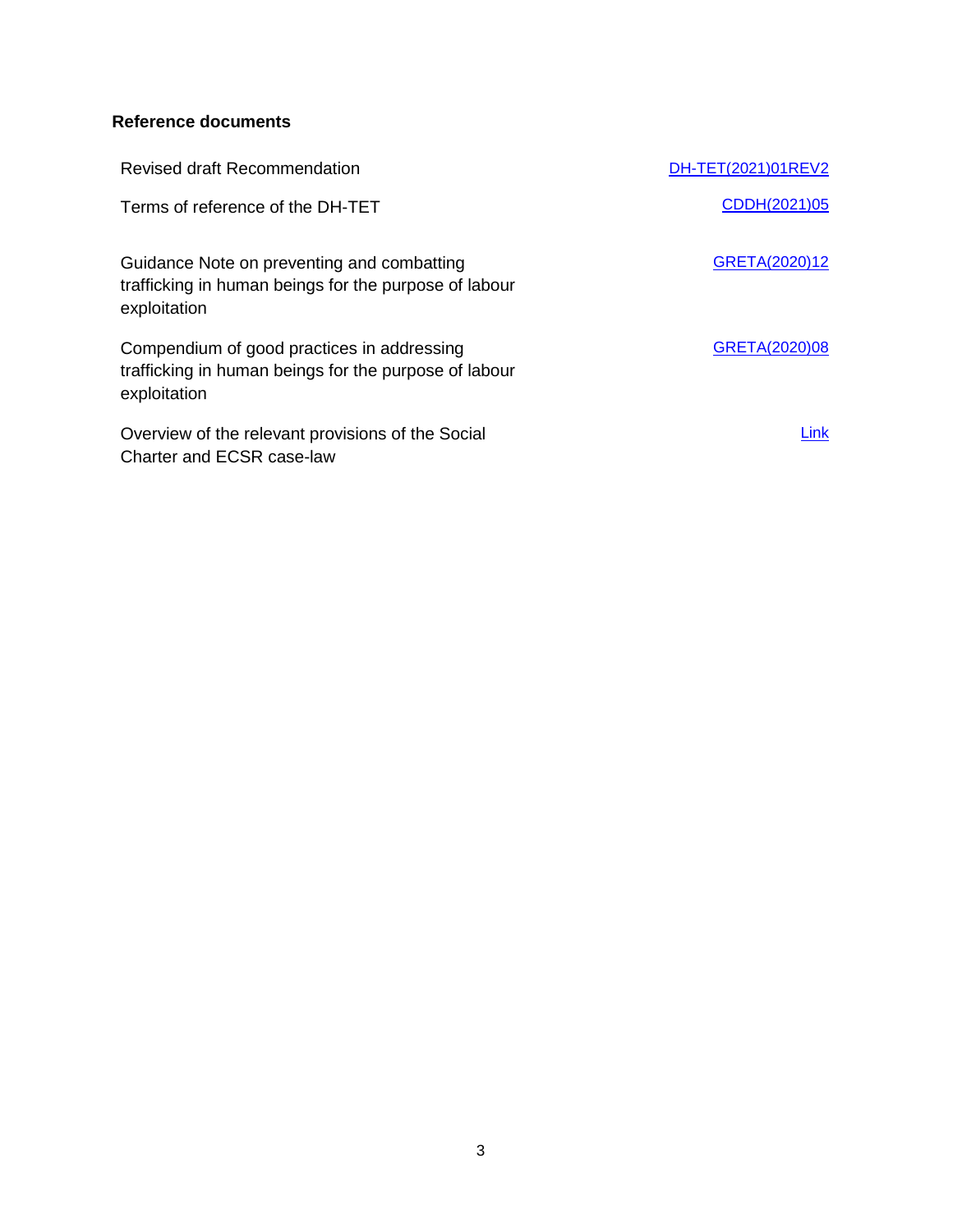**Reference documents**

| | |
|---|---|
| Revised draft Recommendation | DH-TET(2021)01REV2 |
| Terms of reference of the DH-TET | CDDH(2021)05 |
| Guidance Note on preventing and combatting trafficking in human beings for the purpose of labour exploitation | GRETA(2020)12 |
| Compendium of good practices in addressing trafficking in human beings for the purpose of labour exploitation | GRETA(2020)08 |
| Overview of the relevant provisions of the Social Charter and ECSR case-law | Link |